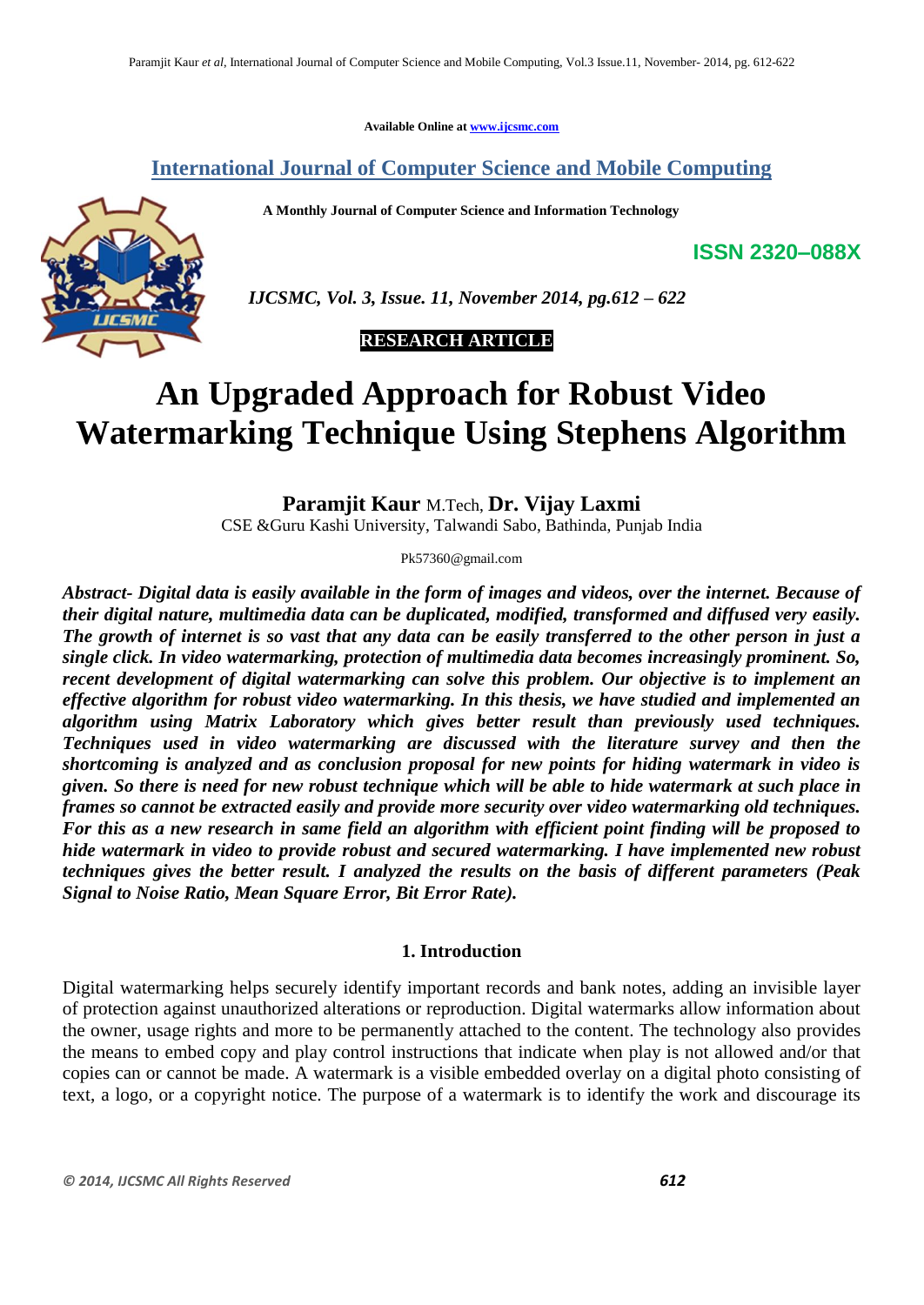Available Online at www.ijcsmc.com

# International Journal of Computer Science and Mobile Computing

**A Monthly Journal of Computer Science and Information Technology**

**ISSN 2320–088X**

*IJCSMC, Vol. 3, Issue. 11, November 2014, pg.612 – 622*

**RESEARCH ARTICLE**

# An Upgraded Approach for Robust Video Watermarking Technique Using Stephens Algorithm

**Paramjit Kaur** M.Tech, **Dr. Vijay Laxmi**

CSE &Guru Kashi University, Talwandi Sabo, Bathinda, Punjab India

Pk57360@gmail.com

***Abstract- Digital data is easily available in the form of images and videos, over the internet. Because of their digital nature, multimedia data can be duplicated, modified, transformed and diffused very easily. The growth of internet is so vast that any data can be easily transferred to the other person in just a single click. In video watermarking, protection of multimedia data becomes increasingly prominent. So, recent development of digital watermarking can solve this problem. Our objective is to implement an effective algorithm for robust video watermarking. In this thesis, we have studied and implemented an algorithm using Matrix Laboratory which gives better result than previously used techniques. Techniques used in video watermarking are discussed with the literature survey and then the shortcoming is analyzed and as conclusion proposal for new points for hiding watermark in video is given. So there is need for new robust technique which will be able to hide watermark at such place in frames so cannot be extracted easily and provide more security over video watermarking old techniques. For this as a new research in same field an algorithm with efficient point finding will be proposed to hide watermark in video to provide robust and secured watermarking. I have implemented new robust techniques gives the better result. I analyzed the results on the basis of different parameters (Peak Signal to Noise Ratio, Mean Square Error, Bit Error Rate).***

## 1. Introduction

Digital watermarking helps securely identify important records and bank notes, adding an invisible layer of protection against unauthorized alterations or reproduction. Digital watermarks allow information about the owner, usage rights and more to be permanently attached to the content. The technology also provides the means to embed copy and play control instructions that indicate when play is not allowed and/or that copies can or cannot be made. A watermark is a visible embedded overlay on a digital photo consisting of text, a logo, or a copyright notice. The purpose of a watermark is to identify the work and discourage its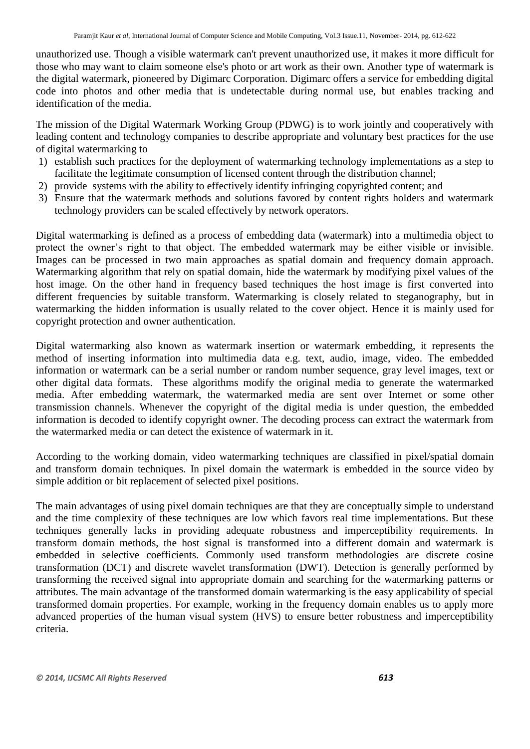unauthorized use. Though a visible watermark can't prevent unauthorized use, it makes it more difficult for those who may want to claim someone else's photo or art work as their own. Another type of watermark is the digital watermark, pioneered by Digimarc Corporation. Digimarc offers a service for embedding digital code into photos and other media that is undetectable during normal use, but enables tracking and identification of the media.

The mission of the Digital Watermark Working Group (PDWG) is to work jointly and cooperatively with leading content and technology companies to describe appropriate and voluntary best practices for the use of digital watermarking to

1) establish such practices for the deployment of watermarking technology implementations as a step to facilitate the legitimate consumption of licensed content through the distribution channel;
2) provide systems with the ability to effectively identify infringing copyrighted content; and
3) Ensure that the watermark methods and solutions favored by content rights holders and watermark technology providers can be scaled effectively by network operators.

Digital watermarking is defined as a process of embedding data (watermark) into a multimedia object to protect the owner's right to that object. The embedded watermark may be either visible or invisible. Images can be processed in two main approaches as spatial domain and frequency domain approach. Watermarking algorithm that rely on spatial domain, hide the watermark by modifying pixel values of the host image. On the other hand in frequency based techniques the host image is first converted into different frequencies by suitable transform. Watermarking is closely related to steganography, but in watermarking the hidden information is usually related to the cover object. Hence it is mainly used for copyright protection and owner authentication.

Digital watermarking also known as watermark insertion or watermark embedding, it represents the method of inserting information into multimedia data e.g. text, audio, image, video. The embedded information or watermark can be a serial number or random number sequence, gray level images, text or other digital data formats. These algorithms modify the original media to generate the watermarked media. After embedding watermark, the watermarked media are sent over Internet or some other transmission channels. Whenever the copyright of the digital media is under question, the embedded information is decoded to identify copyright owner. The decoding process can extract the watermark from the watermarked media or can detect the existence of watermark in it.

According to the working domain, video watermarking techniques are classified in pixel/spatial domain and transform domain techniques. In pixel domain the watermark is embedded in the source video by simple addition or bit replacement of selected pixel positions.

The main advantages of using pixel domain techniques are that they are conceptually simple to understand and the time complexity of these techniques are low which favors real time implementations. But these techniques generally lacks in providing adequate robustness and imperceptibility requirements. In transform domain methods, the host signal is transformed into a different domain and watermark is embedded in selective coefficients. Commonly used transform methodologies are discrete cosine transformation (DCT) and discrete wavelet transformation (DWT). Detection is generally performed by transforming the received signal into appropriate domain and searching for the watermarking patterns or attributes. The main advantage of the transformed domain watermarking is the easy applicability of special transformed domain properties. For example, working in the frequency domain enables us to apply more advanced properties of the human visual system (HVS) to ensure better robustness and imperceptibility criteria.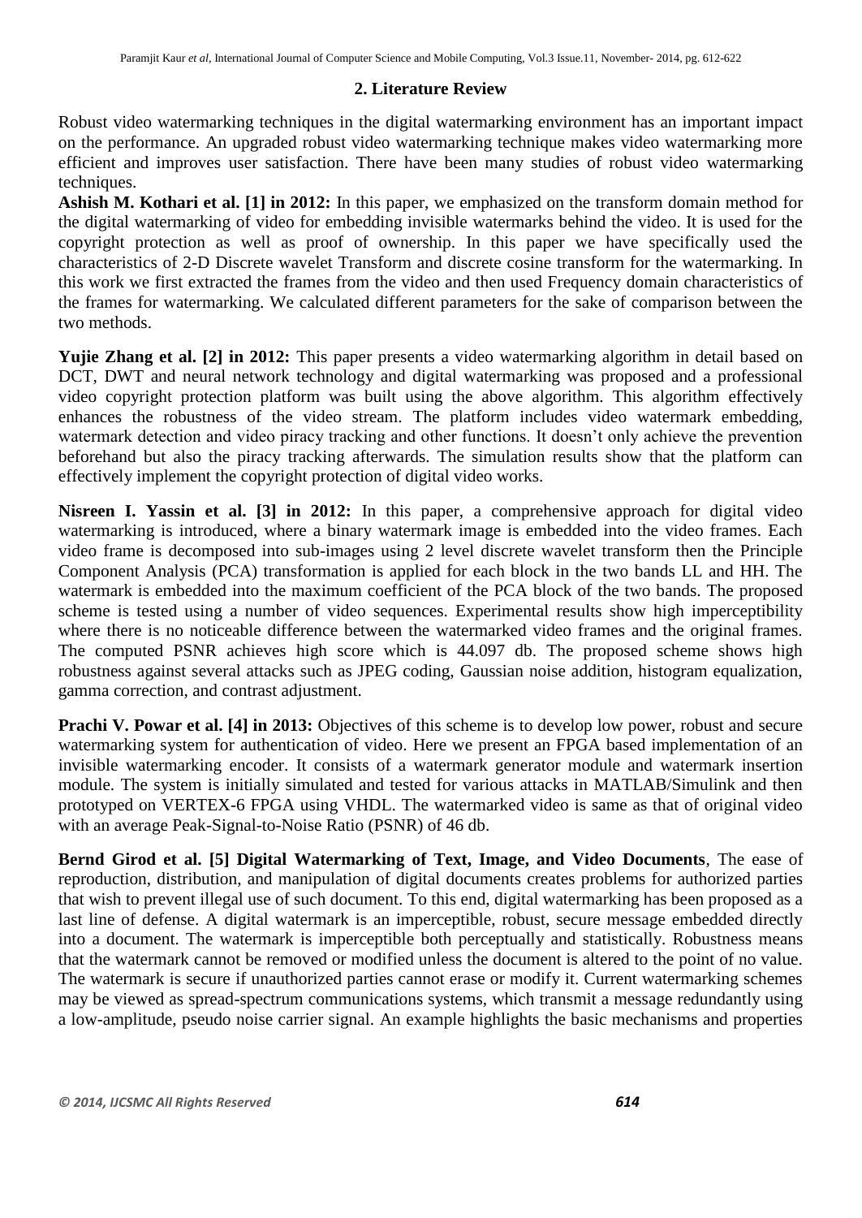## 2. Literature Review

Robust video watermarking techniques in the digital watermarking environment has an important impact on the performance. An upgraded robust video watermarking technique makes video watermarking more efficient and improves user satisfaction. There have been many studies of robust video watermarking techniques.

**Ashish M. Kothari et al. [1] in 2012:** In this paper, we emphasized on the transform domain method for the digital watermarking of video for embedding invisible watermarks behind the video. It is used for the copyright protection as well as proof of ownership. In this paper we have specifically used the characteristics of 2-D Discrete wavelet Transform and discrete cosine transform for the watermarking. In this work we first extracted the frames from the video and then used Frequency domain characteristics of the frames for watermarking. We calculated different parameters for the sake of comparison between the two methods.

**Yujie Zhang et al. [2] in 2012:** This paper presents a video watermarking algorithm in detail based on DCT, DWT and neural network technology and digital watermarking was proposed and a professional video copyright protection platform was built using the above algorithm. This algorithm effectively enhances the robustness of the video stream. The platform includes video watermark embedding, watermark detection and video piracy tracking and other functions. It doesn't only achieve the prevention beforehand but also the piracy tracking afterwards. The simulation results show that the platform can effectively implement the copyright protection of digital video works.

**Nisreen I. Yassin et al. [3] in 2012:** In this paper, a comprehensive approach for digital video watermarking is introduced, where a binary watermark image is embedded into the video frames. Each video frame is decomposed into sub-images using 2 level discrete wavelet transform then the Principle Component Analysis (PCA) transformation is applied for each block in the two bands LL and HH. The watermark is embedded into the maximum coefficient of the PCA block of the two bands. The proposed scheme is tested using a number of video sequences. Experimental results show high imperceptibility where there is no noticeable difference between the watermarked video frames and the original frames. The computed PSNR achieves high score which is 44.097 db. The proposed scheme shows high robustness against several attacks such as JPEG coding, Gaussian noise addition, histogram equalization, gamma correction, and contrast adjustment.

**Prachi V. Powar et al. [4] in 2013:** Objectives of this scheme is to develop low power, robust and secure watermarking system for authentication of video. Here we present an FPGA based implementation of an invisible watermarking encoder. It consists of a watermark generator module and watermark insertion module. The system is initially simulated and tested for various attacks in MATLAB/Simulink and then prototyped on VERTEX-6 FPGA using VHDL. The watermarked video is same as that of original video with an average Peak-Signal-to-Noise Ratio (PSNR) of 46 db.

**Bernd Girod et al. [5] Digital Watermarking of Text, Image, and Video Documents**, The ease of reproduction, distribution, and manipulation of digital documents creates problems for authorized parties that wish to prevent illegal use of such document. To this end, digital watermarking has been proposed as a last line of defense. A digital watermark is an imperceptible, robust, secure message embedded directly into a document. The watermark is imperceptible both perceptually and statistically. Robustness means that the watermark cannot be removed or modified unless the document is altered to the point of no value. The watermark is secure if unauthorized parties cannot erase or modify it. Current watermarking schemes may be viewed as spread-spectrum communications systems, which transmit a message redundantly using a low-amplitude, pseudo noise carrier signal. An example highlights the basic mechanisms and properties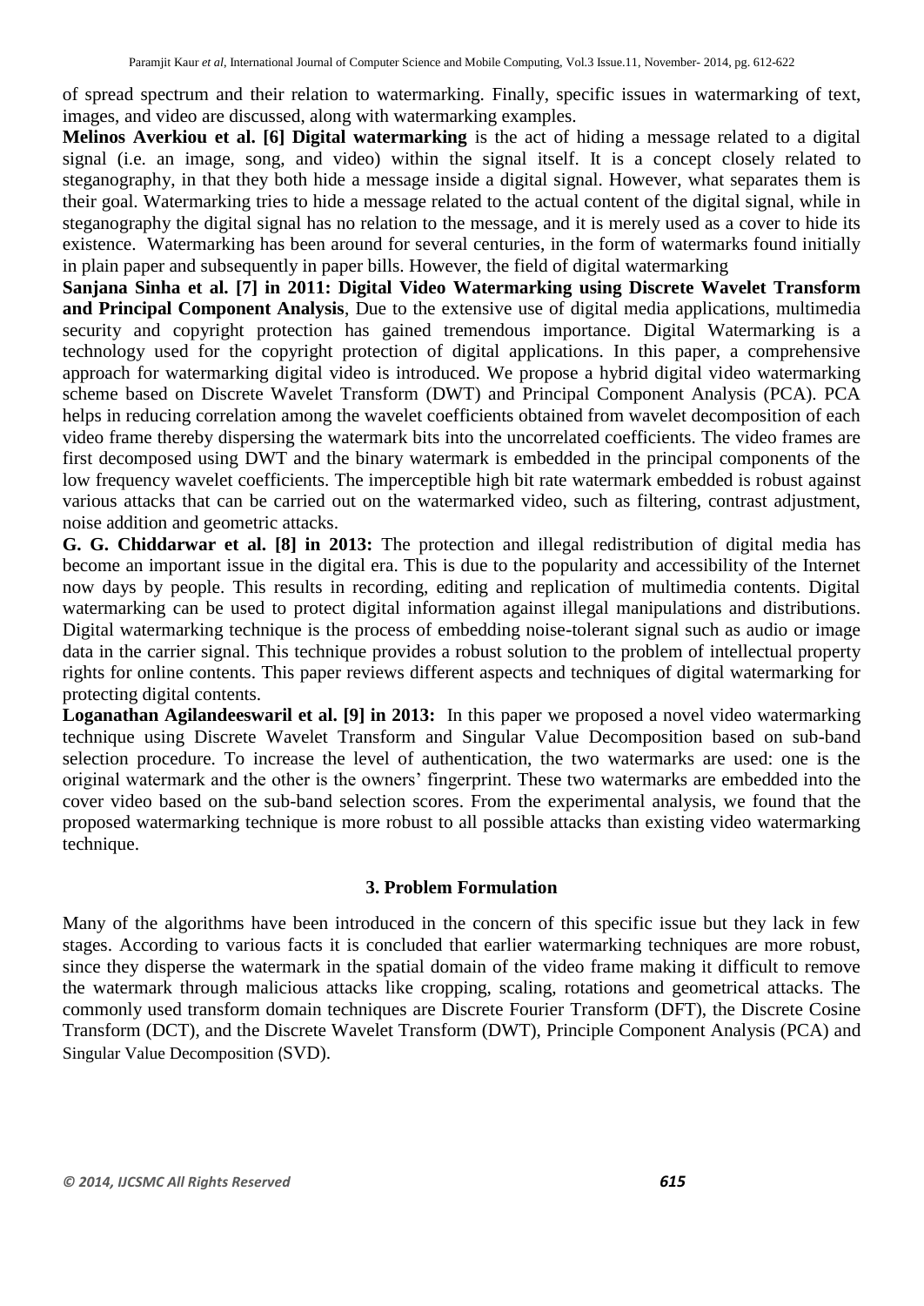of spread spectrum and their relation to watermarking. Finally, specific issues in watermarking of text, images, and video are discussed, along with watermarking examples.

**Melinos Averkiou et al. [6] Digital watermarking** is the act of hiding a message related to a digital signal (i.e. an image, song, and video) within the signal itself. It is a concept closely related to steganography, in that they both hide a message inside a digital signal. However, what separates them is their goal. Watermarking tries to hide a message related to the actual content of the digital signal, while in steganography the digital signal has no relation to the message, and it is merely used as a cover to hide its existence. Watermarking has been around for several centuries, in the form of watermarks found initially in plain paper and subsequently in paper bills. However, the field of digital watermarking

**Sanjana Sinha et al. [7] in 2011: Digital Video Watermarking using Discrete Wavelet Transform and Principal Component Analysis**, Due to the extensive use of digital media applications, multimedia security and copyright protection has gained tremendous importance. Digital Watermarking is a technology used for the copyright protection of digital applications. In this paper, a comprehensive approach for watermarking digital video is introduced. We propose a hybrid digital video watermarking scheme based on Discrete Wavelet Transform (DWT) and Principal Component Analysis (PCA). PCA helps in reducing correlation among the wavelet coefficients obtained from wavelet decomposition of each video frame thereby dispersing the watermark bits into the uncorrelated coefficients. The video frames are first decomposed using DWT and the binary watermark is embedded in the principal components of the low frequency wavelet coefficients. The imperceptible high bit rate watermark embedded is robust against various attacks that can be carried out on the watermarked video, such as filtering, contrast adjustment, noise addition and geometric attacks.

**G. G. Chiddarwar et al. [8] in 2013:** The protection and illegal redistribution of digital media has become an important issue in the digital era. This is due to the popularity and accessibility of the Internet now days by people. This results in recording, editing and replication of multimedia contents. Digital watermarking can be used to protect digital information against illegal manipulations and distributions. Digital watermarking technique is the process of embedding noise-tolerant signal such as audio or image data in the carrier signal. This technique provides a robust solution to the problem of intellectual property rights for online contents. This paper reviews different aspects and techniques of digital watermarking for protecting digital contents.

**Loganathan Agilandeeswaril et al. [9] in 2013:** In this paper we proposed a novel video watermarking technique using Discrete Wavelet Transform and Singular Value Decomposition based on sub-band selection procedure. To increase the level of authentication, the two watermarks are used: one is the original watermark and the other is the owners' fingerprint. These two watermarks are embedded into the cover video based on the sub-band selection scores. From the experimental analysis, we found that the proposed watermarking technique is more robust to all possible attacks than existing video watermarking technique.

## 3. Problem Formulation

Many of the algorithms have been introduced in the concern of this specific issue but they lack in few stages. According to various facts it is concluded that earlier watermarking techniques are more robust, since they disperse the watermark in the spatial domain of the video frame making it difficult to remove the watermark through malicious attacks like cropping, scaling, rotations and geometrical attacks. The commonly used transform domain techniques are Discrete Fourier Transform (DFT), the Discrete Cosine Transform (DCT), and the Discrete Wavelet Transform (DWT), Principle Component Analysis (PCA) and Singular Value Decomposition (SVD).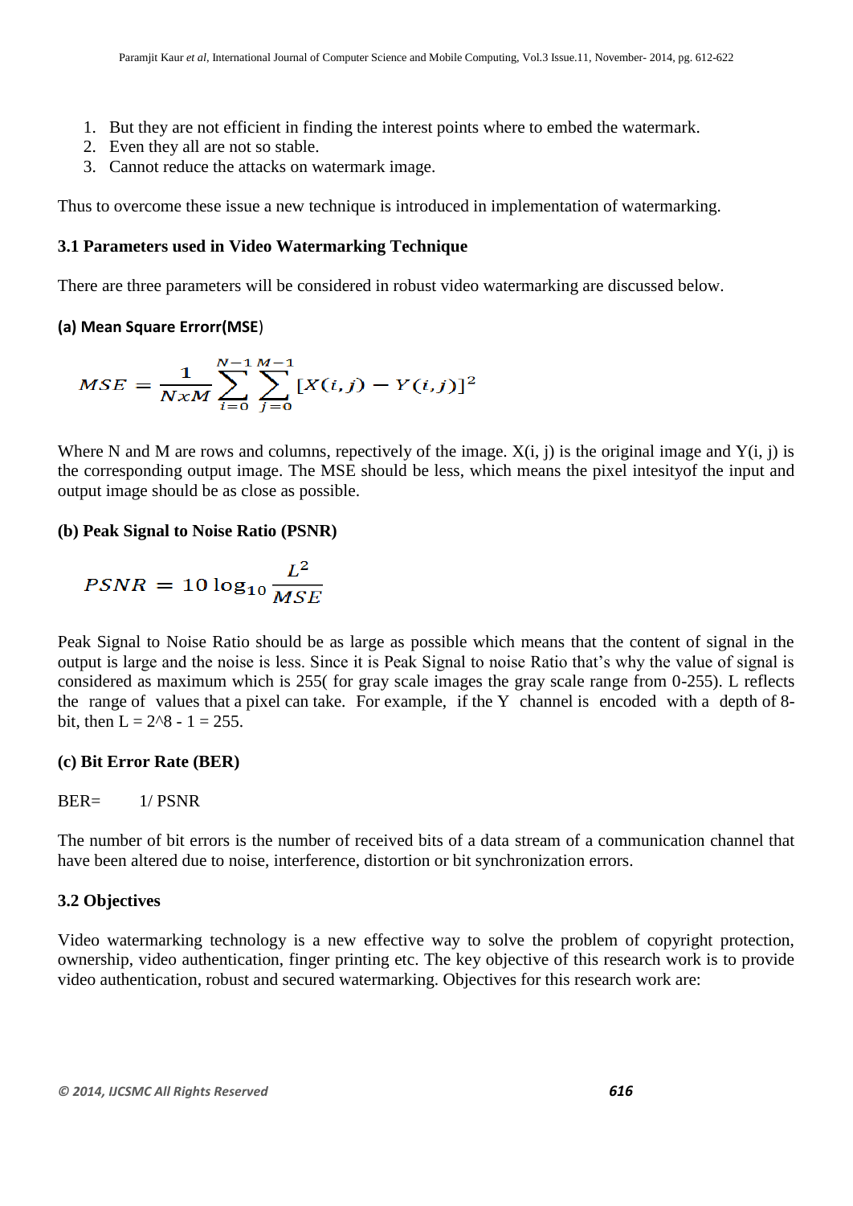1. But they are not efficient in finding the interest points where to embed the watermark.
2. Even they all are not so stable.
3. Cannot reduce the attacks on watermark image.

Thus to overcome these issue a new technique is introduced in implementation of watermarking.

### 3.1 Parameters used in Video Watermarking Technique

There are three parameters will be considered in robust video watermarking are discussed below.

**(a) Mean Square Errorr(MSE)**

$$MSE = \frac{1}{NxM}\sum_{i=0}^{N-1}\sum_{j=0}^{M-1}[X(i,j) - Y(i,j)]^2$$

Where N and M are rows and columns, repectively of the image. X(i, j) is the original image and Y(i, j) is the corresponding output image. The MSE should be less, which means the pixel intesityof the input and output image should be as close as possible.

**(b) Peak Signal to Noise Ratio (PSNR)**

$$PSNR = 10\log_{10}\frac{L^2}{MSE}$$

Peak Signal to Noise Ratio should be as large as possible which means that the content of signal in the output is large and the noise is less. Since it is Peak Signal to noise Ratio that's why the value of signal is considered as maximum which is 255( for gray scale images the gray scale range from 0-255). L reflects the range of values that a pixel can take. For example, if the Y channel is encoded with a depth of 8-bit, then L = 2^8 - 1 = 255.

**(c) Bit Error Rate (BER)**

BER= 1/ PSNR

The number of bit errors is the number of received bits of a data stream of a communication channel that have been altered due to noise, interference, distortion or bit synchronization errors.

### 3.2 Objectives

Video watermarking technology is a new effective way to solve the problem of copyright protection, ownership, video authentication, finger printing etc. The key objective of this research work is to provide video authentication, robust and secured watermarking. Objectives for this research work are: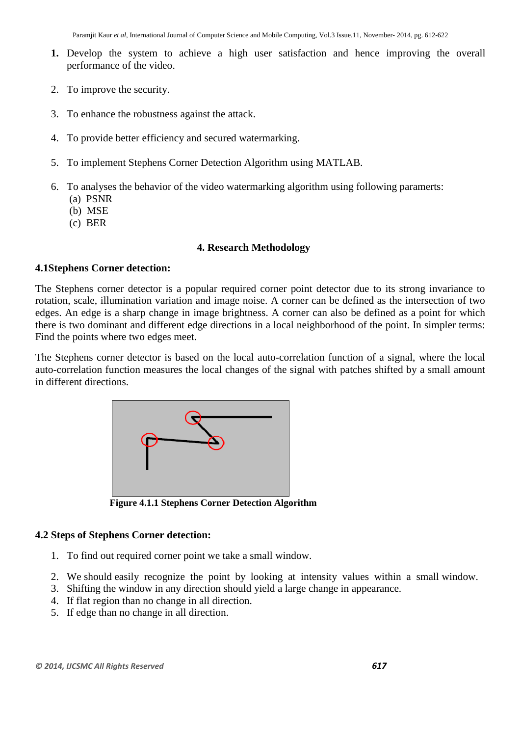1. Develop the system to achieve a high user satisfaction and hence improving the overall performance of the video.

2. To improve the security.

3. To enhance the robustness against the attack.

4. To provide better efficiency and secured watermarking.

5. To implement Stephens Corner Detection Algorithm using MATLAB.

6. To analyses the behavior of the video watermarking algorithm using following paramerts:
   (a) PSNR
   (b) MSE
   (c) BER

## 4. Research Methodology

### 4.1Stephens Corner detection:

The Stephens corner detector is a popular required corner point detector due to its strong invariance to rotation, scale, illumination variation and image noise. A corner can be defined as the intersection of two edges. An edge is a sharp change in image brightness. A corner can also be defined as a point for which there is two dominant and different edge directions in a local neighborhood of the point. In simpler terms: Find the points where two edges meet.

The Stephens corner detector is based on the local auto-correlation function of a signal, where the local auto-correlation function measures the local changes of the signal with patches shifted by a small amount in different directions.

**Figure 4.1.1 Stephens Corner Detection Algorithm**

### 4.2 Steps of Stephens Corner detection:

1. To find out required corner point we take a small window.
2. We should easily recognize the point by looking at intensity values within a small window.
3. Shifting the window in any direction should yield a large change in appearance.
4. If flat region than no change in all direction.
5. If edge than no change in all direction.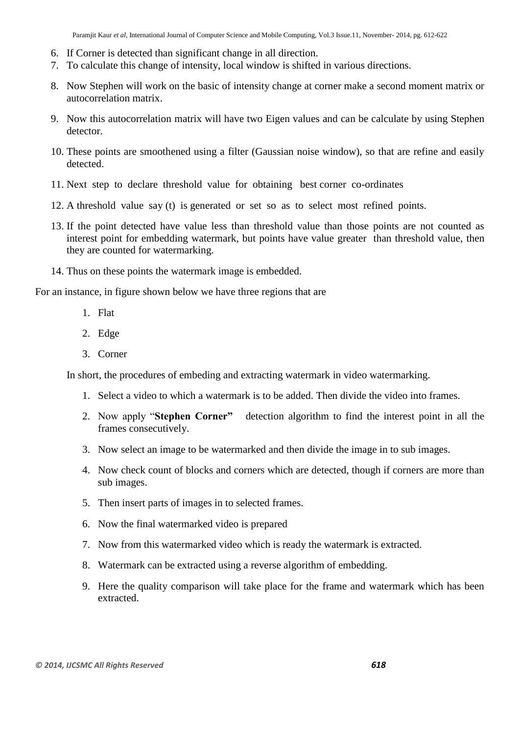6. If Corner is detected than significant change in all direction.
7. To calculate this change of intensity, local window is shifted in various directions.
8. Now Stephen will work on the basic of intensity change at corner make a second moment matrix or autocorrelation matrix.
9. Now this autocorrelation matrix will have two Eigen values and can be calculate by using Stephen detector.
10. These points are smoothened using a filter (Gaussian noise window), so that are refine and easily detected.
11. Next step to declare threshold value for obtaining best corner co-ordinates
12. A threshold value say (t) is generated or set so as to select most refined points.
13. If the point detected have value less than threshold value than those points are not counted as interest point for embedding watermark, but points have value greater than threshold value, then they are counted for watermarking.
14. Thus on these points the watermark image is embedded.

For an instance, in figure shown below we have three regions that are

1. Flat
2. Edge
3. Corner

In short, the procedures of embeding and extracting watermark in video watermarking.

1. Select a video to which a watermark is to be added. Then divide the video into frames.
2. Now apply "**Stephen Corner"** detection algorithm to find the interest point in all the frames consecutively.
3. Now select an image to be watermarked and then divide the image in to sub images.
4. Now check count of blocks and corners which are detected, though if corners are more than sub images.
5. Then insert parts of images in to selected frames.
6. Now the final watermarked video is prepared
7. Now from this watermarked video which is ready the watermark is extracted.
8. Watermark can be extracted using a reverse algorithm of embedding.
9. Here the quality comparison will take place for the frame and watermark which has been extracted.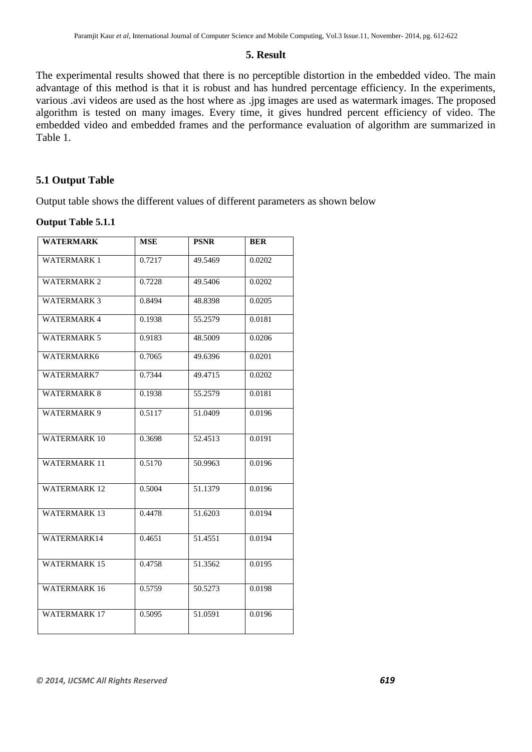## 5. Result

The experimental results showed that there is no perceptible distortion in the embedded video. The main advantage of this method is that it is robust and has hundred percentage efficiency. In the experiments, various .avi videos are used as the host where as .jpg images are used as watermark images. The proposed algorithm is tested on many images. Every time, it gives hundred percent efficiency of video. The embedded video and embedded frames and the performance evaluation of algorithm are summarized in Table 1.

### 5.1 Output Table

Output table shows the different values of different parameters as shown below

**Output Table 5.1.1**

| **WATERMARK** | **MSE** | **PSNR** | **BER** |
|---|---|---|---|
| WATERMARK 1 | 0.7217 | 49.5469 | 0.0202 |
| WATERMARK 2 | 0.7228 | 49.5406 | 0.0202 |
| WATERMARK 3 | 0.8494 | 48.8398 | 0.0205 |
| WATERMARK 4 | 0.1938 | 55.2579 | 0.0181 |
| WATERMARK 5 | 0.9183 | 48.5009 | 0.0206 |
| WATERMARK6 | 0.7065 | 49.6396 | 0.0201 |
| WATERMARK7 | 0.7344 | 49.4715 | 0.0202 |
| WATERMARK 8 | 0.1938 | 55.2579 | 0.0181 |
| WATERMARK 9 | 0.5117 | 51.0409 | 0.0196 |
| WATERMARK 10 | 0.3698 | 52.4513 | 0.0191 |
| WATERMARK 11 | 0.5170 | 50.9963 | 0.0196 |
| WATERMARK 12 | 0.5004 | 51.1379 | 0.0196 |
| WATERMARK 13 | 0.4478 | 51.6203 | 0.0194 |
| WATERMARK14 | 0.4651 | 51.4551 | 0.0194 |
| WATERMARK 15 | 0.4758 | 51.3562 | 0.0195 |
| WATERMARK 16 | 0.5759 | 50.5273 | 0.0198 |
| WATERMARK 17 | 0.5095 | 51.0591 | 0.0196 |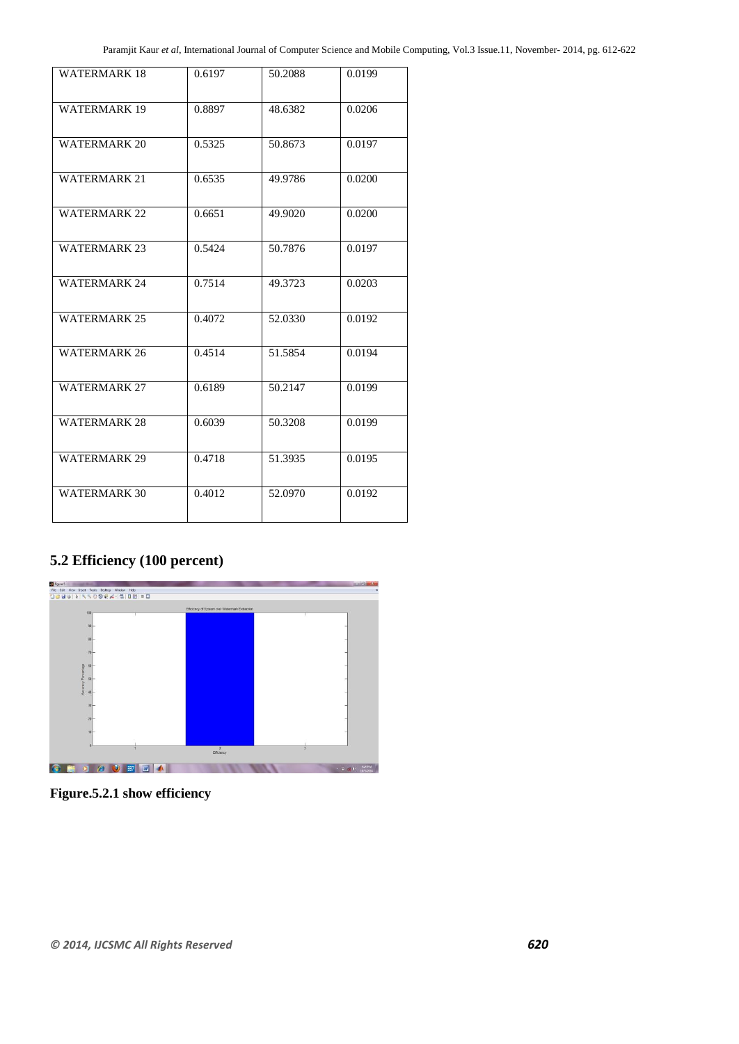| WATERMARK 18 | 0.6197 | 50.2088 | 0.0199 |
|---|---|---|---|
| WATERMARK 19 | 0.8897 | 48.6382 | 0.0206 |
| WATERMARK 20 | 0.5325 | 50.8673 | 0.0197 |
| WATERMARK 21 | 0.6535 | 49.9786 | 0.0200 |
| WATERMARK 22 | 0.6651 | 49.9020 | 0.0200 |
| WATERMARK 23 | 0.5424 | 50.7876 | 0.0197 |
| WATERMARK 24 | 0.7514 | 49.3723 | 0.0203 |
| WATERMARK 25 | 0.4072 | 52.0330 | 0.0192 |
| WATERMARK 26 | 0.4514 | 51.5854 | 0.0194 |
| WATERMARK 27 | 0.6189 | 50.2147 | 0.0199 |
| WATERMARK 28 | 0.6039 | 50.3208 | 0.0199 |
| WATERMARK 29 | 0.4718 | 51.3935 | 0.0195 |
| WATERMARK 30 | 0.4012 | 52.0970 | 0.0192 |

## 5.2 Efficiency (100 percent)

**Figure.5.2.1 show efficiency**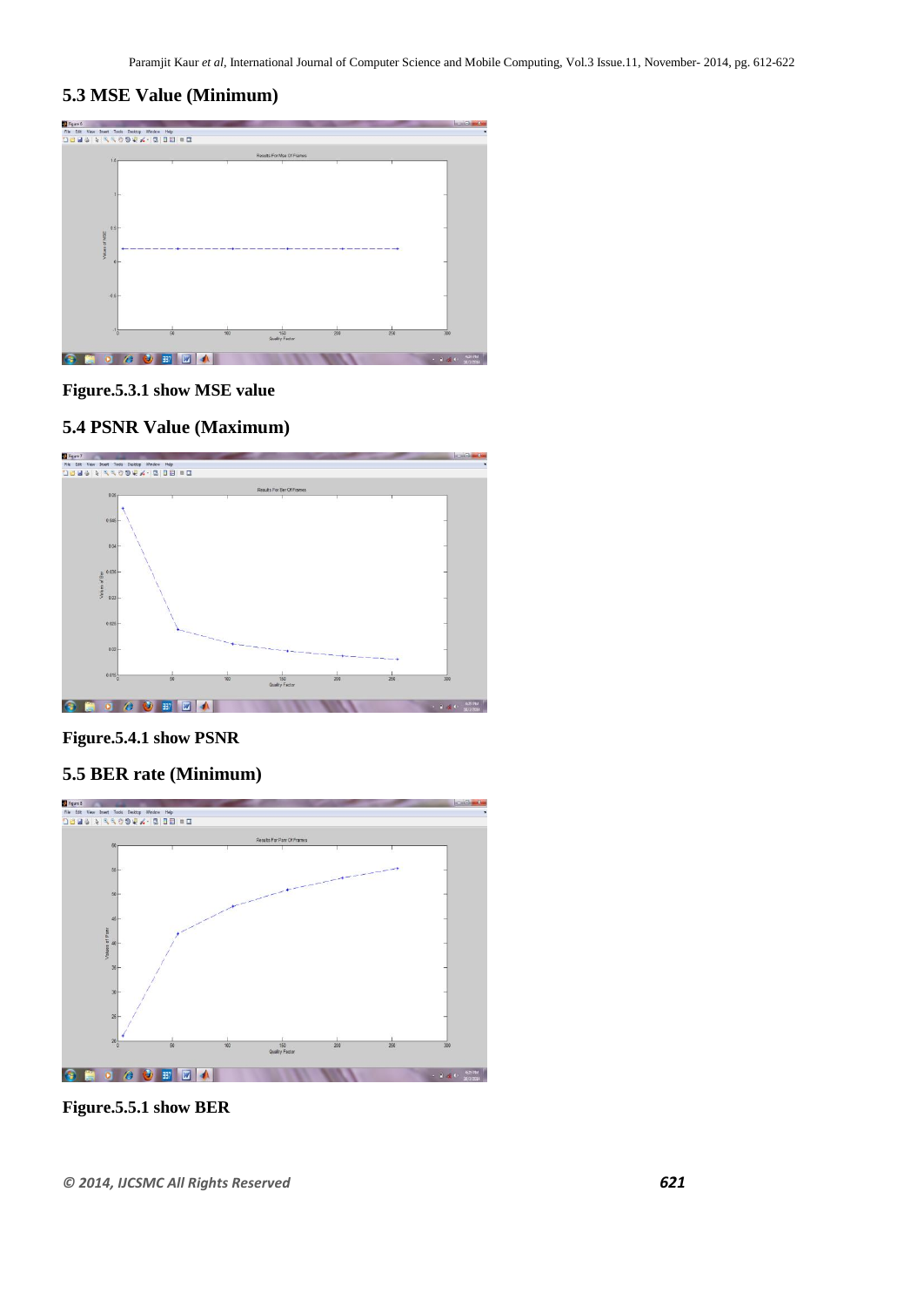## 5.3 MSE Value (Minimum)

Figure.5.3.1 show MSE value

## 5.4 PSNR Value (Maximum)

Figure.5.4.1 show PSNR

## 5.5 BER rate (Minimum)

Figure.5.5.1 show BER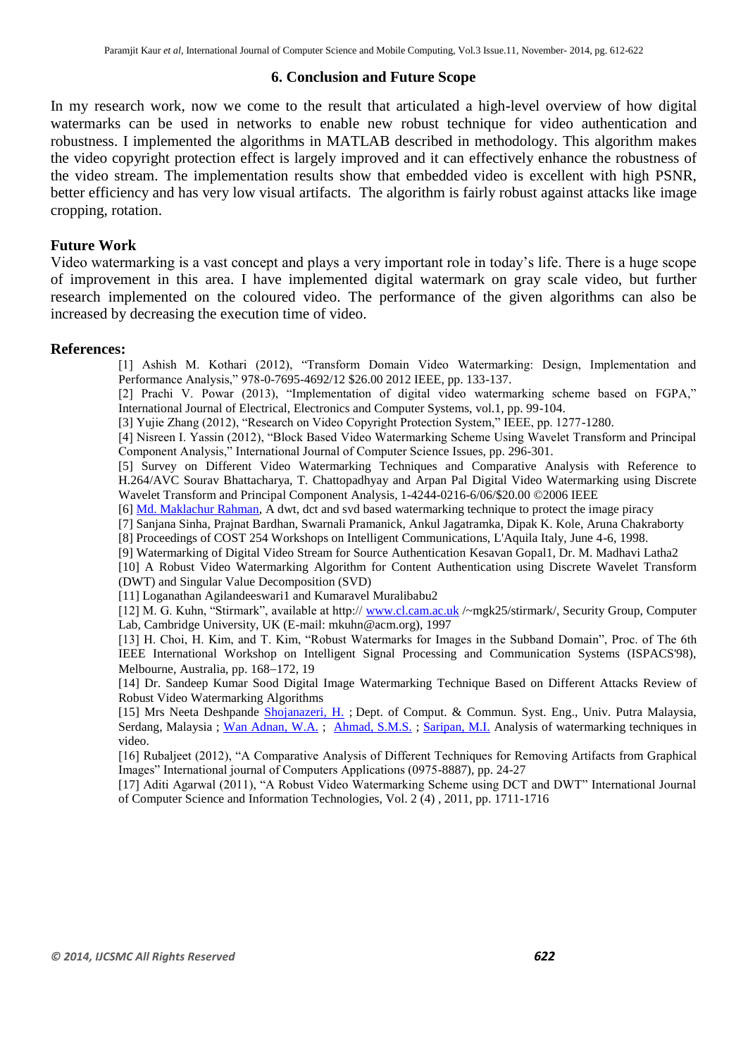## 6. Conclusion and Future Scope

In my research work, now we come to the result that articulated a high-level overview of how digital watermarks can be used in networks to enable new robust technique for video authentication and robustness. I implemented the algorithms in MATLAB described in methodology. This algorithm makes the video copyright protection effect is largely improved and it can effectively enhance the robustness of the video stream. The implementation results show that embedded video is excellent with high PSNR, better efficiency and has very low visual artifacts. The algorithm is fairly robust against attacks like image cropping, rotation.

### Future Work

Video watermarking is a vast concept and plays a very important role in today's life. There is a huge scope of improvement in this area. I have implemented digital watermark on gray scale video, but further research implemented on the coloured video. The performance of the given algorithms can also be increased by decreasing the execution time of video.

## References:

[1] Ashish M. Kothari (2012), "Transform Domain Video Watermarking: Design, Implementation and Performance Analysis," 978-0-7695-4692/12 $26.00 2012 IEEE, pp. 133-137.

[2] Prachi V. Powar (2013), "Implementation of digital video watermarking scheme based on FGPA," International Journal of Electrical, Electronics and Computer Systems, vol.1, pp. 99-104.

[3] Yujie Zhang (2012), "Research on Video Copyright Protection System," IEEE, pp. 1277-1280.

[4] Nisreen I. Yassin (2012), "Block Based Video Watermarking Scheme Using Wavelet Transform and Principal Component Analysis," International Journal of Computer Science Issues, pp. 296-301.

[5] Survey on Different Video Watermarking Techniques and Comparative Analysis with Reference to H.264/AVC Sourav Bhattacharya, T. Chattopadhyay and Arpan Pal Digital Video Watermarking using Discrete Wavelet Transform and Principal Component Analysis, 1-4244-0216-6/06/$20.00 ©2006 IEEE

[6] Md. Maklachur Rahman, A dwt, dct and svd based watermarking technique to protect the image piracy

[7] Sanjana Sinha, Prajnat Bardhan, Swarnali Pramanick, Ankul Jagatramka, Dipak K. Kole, Aruna Chakraborty

[8] Proceedings of COST 254 Workshops on Intelligent Communications, L'Aquila Italy, June 4-6, 1998.

[9] Watermarking of Digital Video Stream for Source Authentication Kesavan Gopal1, Dr. M. Madhavi Latha2

[10] A Robust Video Watermarking Algorithm for Content Authentication using Discrete Wavelet Transform (DWT) and Singular Value Decomposition (SVD)

[11] Loganathan Agilandeeswari1 and Kumaravel Muralibabu2

[12] M. G. Kuhn, "Stirmark", available at http:// www.cl.cam.ac.uk /~mgk25/stirmark/, Security Group, Computer Lab, Cambridge University, UK (E-mail: mkuhn@acm.org), 1997

[13] H. Choi, H. Kim, and T. Kim, "Robust Watermarks for Images in the Subband Domain", Proc. of The 6th IEEE International Workshop on Intelligent Signal Processing and Communication Systems (ISPACS'98), Melbourne, Australia, pp. 168–172, 19

[14] Dr. Sandeep Kumar Sood Digital Image Watermarking Technique Based on Different Attacks Review of Robust Video Watermarking Algorithms

[15] Mrs Neeta Deshpande Shojanazeri, H. ; Dept. of Comput. & Commun. Syst. Eng., Univ. Putra Malaysia, Serdang, Malaysia ; Wan Adnan, W.A. ; Ahmad, S.M.S. ; Saripan, M.I. Analysis of watermarking techniques in video.

[16] Rubaljeet (2012), "A Comparative Analysis of Different Techniques for Removing Artifacts from Graphical Images" International journal of Computers Applications (0975-8887), pp. 24-27

[17] Aditi Agarwal (2011), "A Robust Video Watermarking Scheme using DCT and DWT" International Journal of Computer Science and Information Technologies, Vol. 2 (4) , 2011, pp. 1711-1716